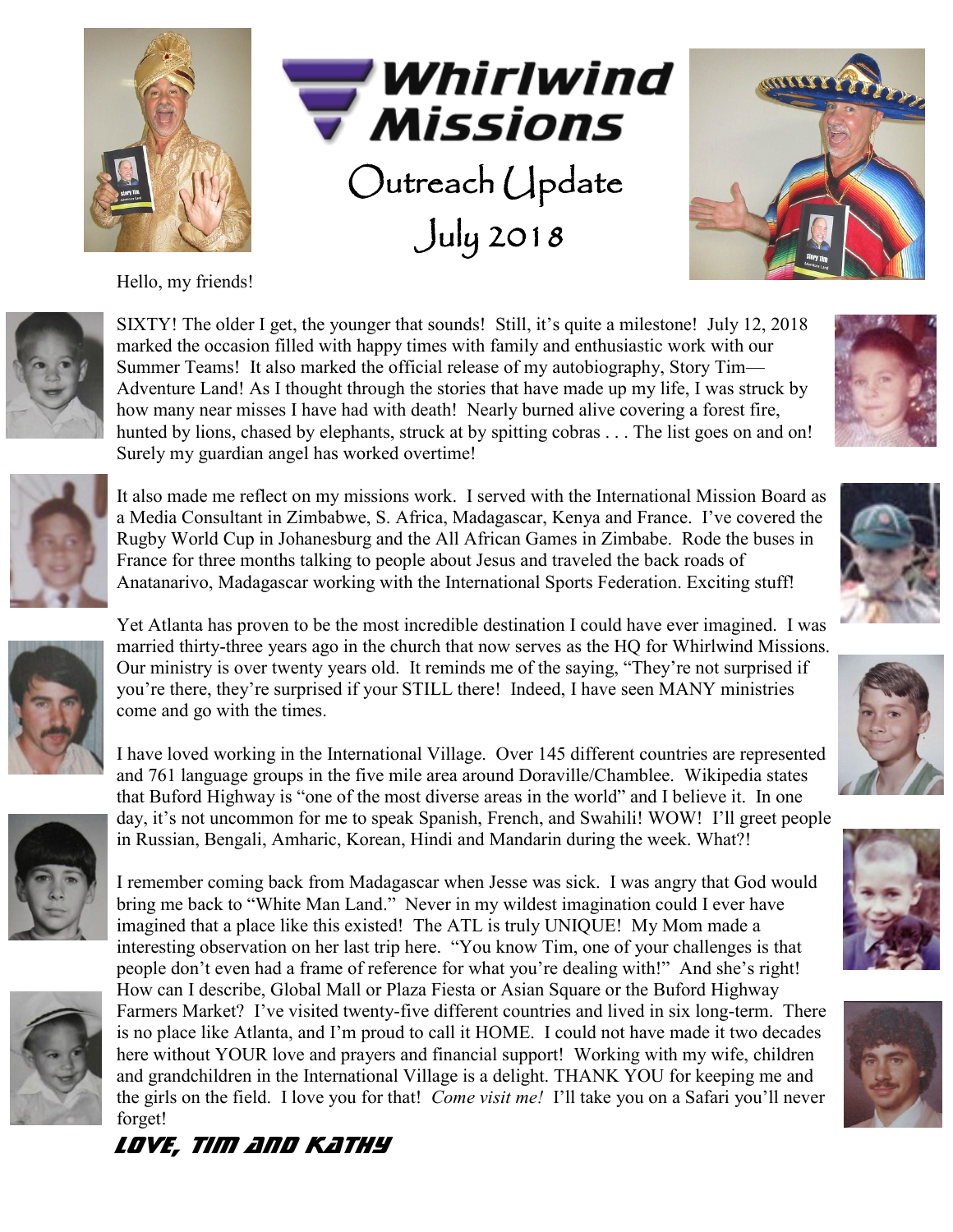# Whirlwind Missions

## Outreach Update

## July 2018

Hello, my friends!

SIXTY! The older I get, the younger that sounds! Still, it's quite a milestone! July 12, 2018 marked the occasion filled with happy times with family and enthusiastic work with our Summer Teams! It also marked the official release of my autobiography, Story Tim—Adventure Land! As I thought through the stories that have made up my life, I was struck by how many near misses I have had with death! Nearly burned alive covering a forest fire, hunted by lions, chased by elephants, struck at by spitting cobras . . . The list goes on and on! Surely my guardian angel has worked overtime!

It also made me reflect on my missions work. I served with the International Mission Board as a Media Consultant in Zimbabwe, S. Africa, Madagascar, Kenya and France. I've covered the Rugby World Cup in Johanesburg and the All African Games in Zimbabe. Rode the buses in France for three months talking to people about Jesus and traveled the back roads of Anatanarivo, Madagascar working with the International Sports Federation. Exciting stuff!

Yet Atlanta has proven to be the most incredible destination I could have ever imagined. I was married thirty-three years ago in the church that now serves as the HQ for Whirlwind Missions. Our ministry is over twenty years old. It reminds me of the saying, "They're not surprised if you're there, they're surprised if your STILL there! Indeed, I have seen MANY ministries come and go with the times.

I have loved working in the International Village. Over 145 different countries are represented and 761 language groups in the five mile area around Doraville/Chamblee. Wikipedia states that Buford Highway is "one of the most diverse areas in the world" and I believe it. In one day, it's not uncommon for me to speak Spanish, French, and Swahili! WOW! I'll greet people in Russian, Bengali, Amharic, Korean, Hindi and Mandarin during the week. What?!

I remember coming back from Madagascar when Jesse was sick. I was angry that God would bring me back to "White Man Land." Never in my wildest imagination could I ever have imagined that a place like this existed! The ATL is truly UNIQUE! My Mom made a interesting observation on her last trip here. "You know Tim, one of your challenges is that people don't even had a frame of reference for what you're dealing with!" And she's right! How can I describe, Global Mall or Plaza Fiesta or Asian Square or the Buford Highway Farmers Market? I've visited twenty-five different countries and lived in six long-term. There is no place like Atlanta, and I'm proud to call it HOME. I could not have made it two decades here without YOUR love and prayers and financial support! Working with my wife, children and grandchildren in the International Village is a delight. THANK YOU for keeping me and the girls on the field. I love you for that! *Come visit me!* I'll take you on a Safari you'll never forget!

**Love, Tim and Kathy**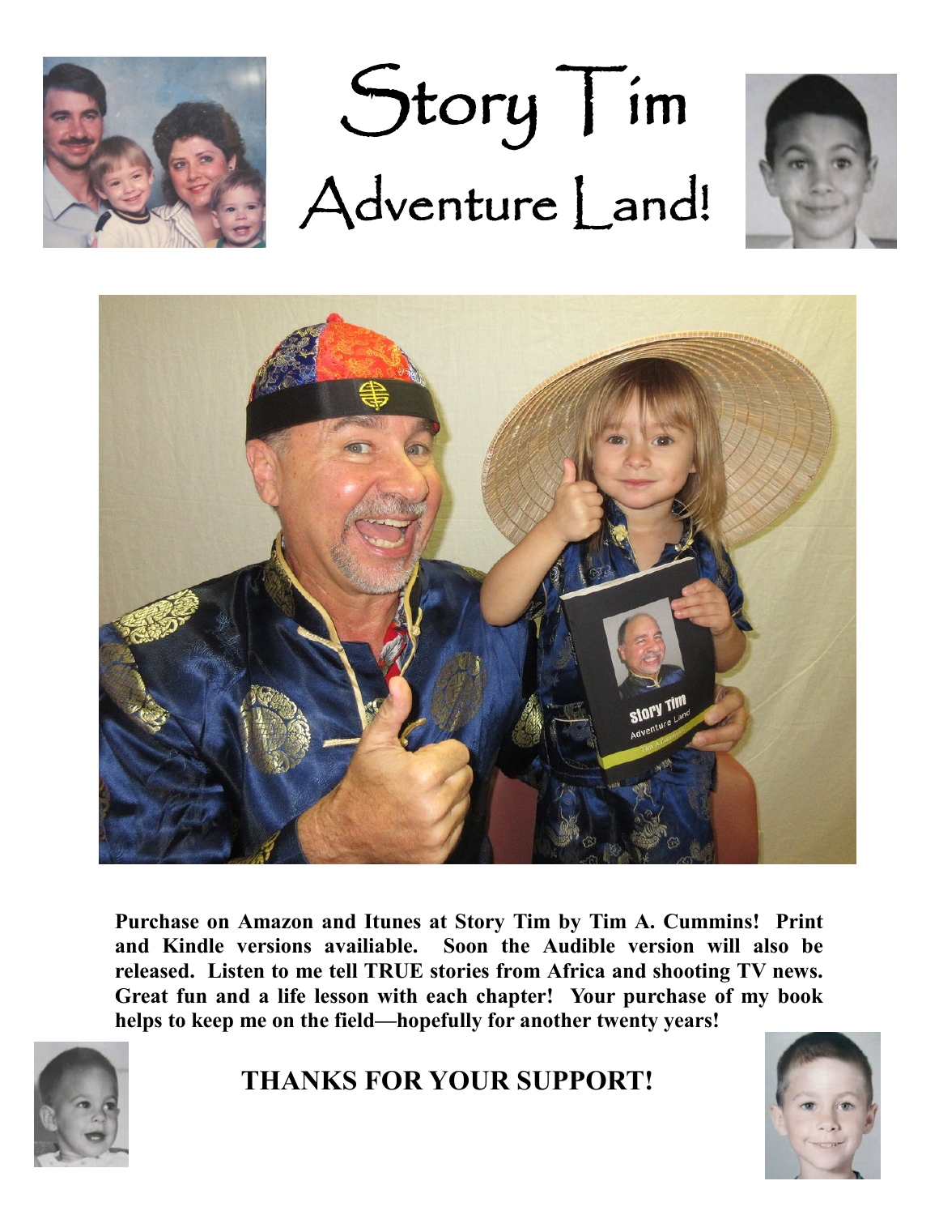# Story Tim Adventure Land!

**Purchase on Amazon and Itunes at Story Tim by Tim A. Cummins! Print and Kindle versions availiable. Soon the Audible version will also be released. Listen to me tell TRUE stories from Africa and shooting TV news. Great fun and a life lesson with each chapter! Your purchase of my book helps to keep me on the field—hopefully for another twenty years!**

**THANKS FOR YOUR SUPPORT!**